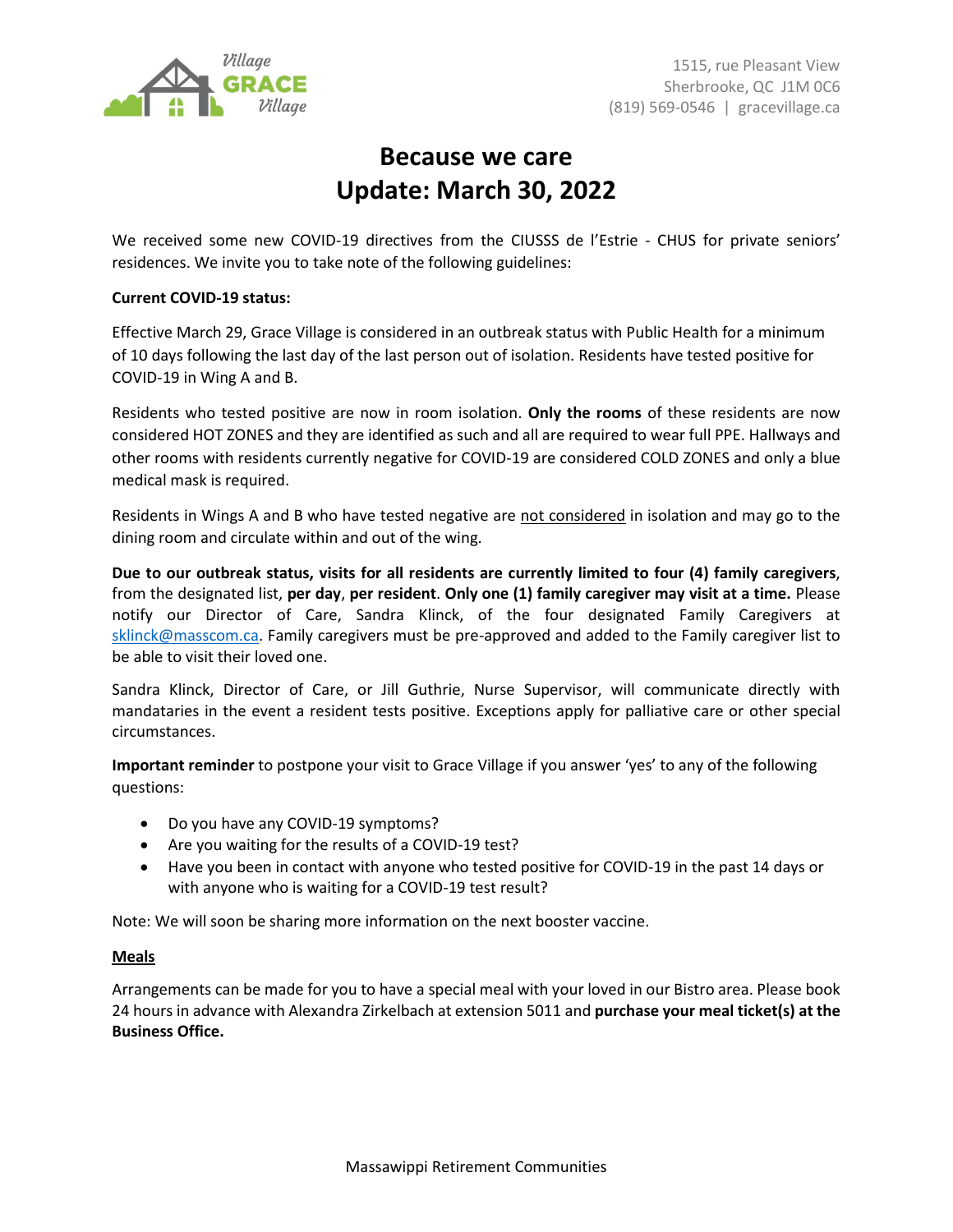Village GRACE Village

1515, rue Pleasant View
Sherbrooke, QC J1M 0C6
(819) 569-0546 | gracevillage.ca

# Because we care
# Update: March 30, 2022

We received some new COVID-19 directives from the CIUSSS de l'Estrie - CHUS for private seniors' residences. We invite you to take note of the following guidelines:

**Current COVID-19 status:**

Effective March 29, Grace Village is considered in an outbreak status with Public Health for a minimum of 10 days following the last day of the last person out of isolation. Residents have tested positive for COVID-19 in Wing A and B.

Residents who tested positive are now in room isolation. **Only the rooms** of these residents are now considered HOT ZONES and they are identified as such and all are required to wear full PPE. Hallways and other rooms with residents currently negative for COVID-19 are considered COLD ZONES and only a blue medical mask is required.

Residents in Wings A and B who have tested negative are <u>not considered</u> in isolation and may go to the dining room and circulate within and out of the wing.

**Due to our outbreak status, visits for all residents are currently limited to four (4) family caregivers**, from the designated list, **per day**, **per resident**. **Only one (1) family caregiver may visit at a time.** Please notify our Director of Care, Sandra Klinck, of the four designated Family Caregivers at sklinck@masscom.ca. Family caregivers must be pre-approved and added to the Family caregiver list to be able to visit their loved one.

Sandra Klinck, Director of Care, or Jill Guthrie, Nurse Supervisor, will communicate directly with mandataries in the event a resident tests positive. Exceptions apply for palliative care or other special circumstances.

**Important reminder** to postpone your visit to Grace Village if you answer 'yes' to any of the following questions:

- Do you have any COVID-19 symptoms?
- Are you waiting for the results of a COVID-19 test?
- Have you been in contact with anyone who tested positive for COVID-19 in the past 14 days or with anyone who is waiting for a COVID-19 test result?

Note: We will soon be sharing more information on the next booster vaccine.

**<u>Meals</u>**

Arrangements can be made for you to have a special meal with your loved in our Bistro area. Please book 24 hours in advance with Alexandra Zirkelbach at extension 5011 and **purchase your meal ticket(s) at the Business Office.**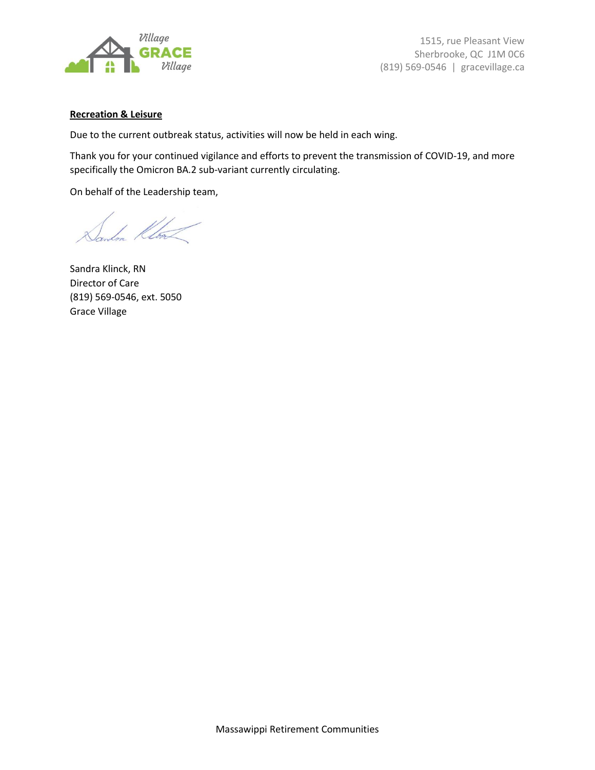**Recreation & Leisure**

Due to the current outbreak status, activities will now be held in each wing.

Thank you for your continued vigilance and efforts to prevent the transmission of COVID-19, and more specifically the Omicron BA.2 sub-variant currently circulating.

On behalf of the Leadership team,

Sandra Klinck, RN
Director of Care
(819) 569-0546, ext. 5050
Grace Village